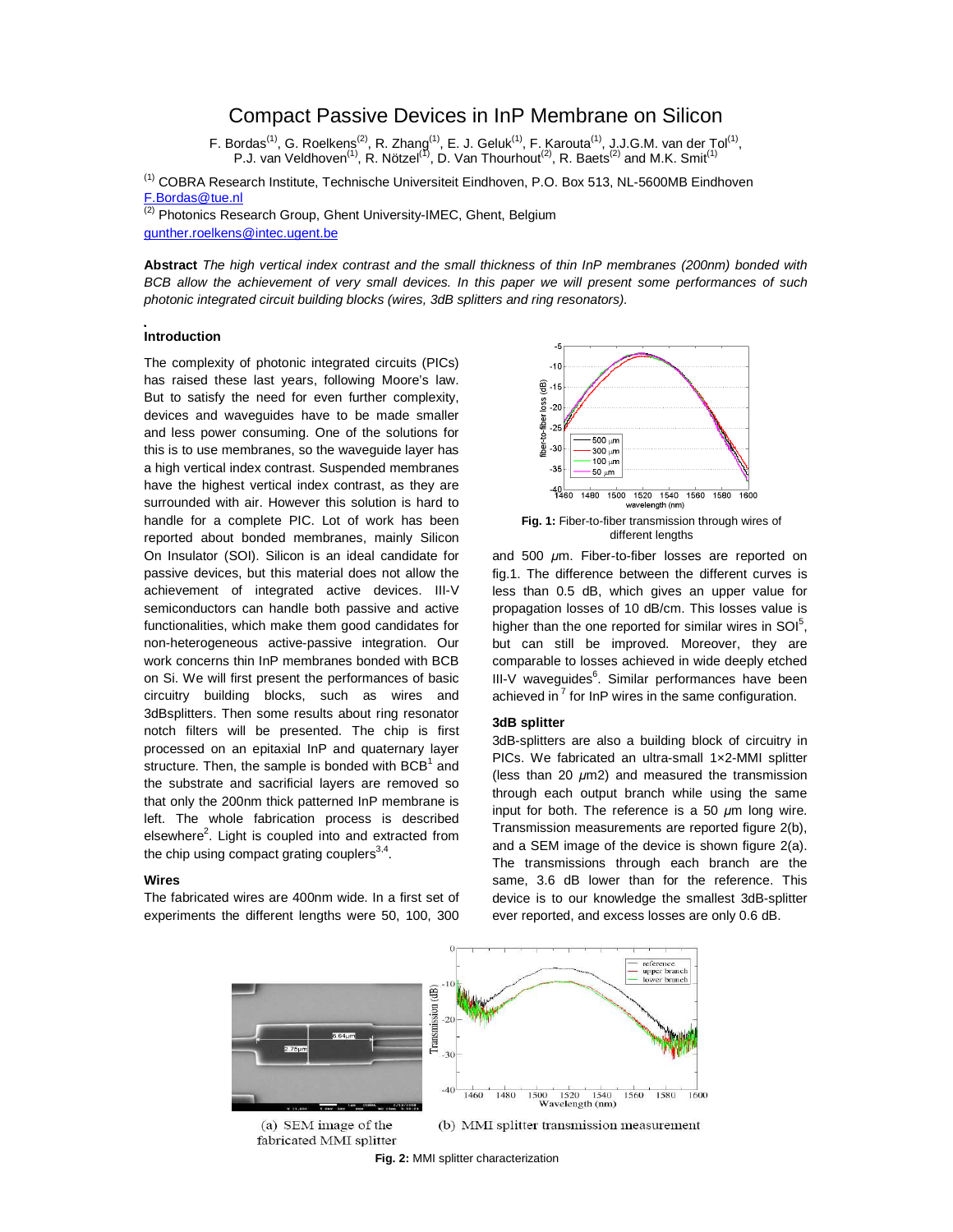# Compact Passive Devices in InP Membrane on Silicon

F. Bordas[(1)], G. Roelkens[(2)], R. Zhang[(1)], E. J. Geluk[(1)], F. Karouta[(1)], J.J.G.M. van der Tol[(1)], P.J. van Veldhoven[(1)], R. Nötzel[(1)], D. Van Thourhout[(2)], R. Baets[(2)] and M.K. Smit[(1)]

[(1)] COBRA Research Institute, Technische Universiteit Eindhoven, P.O. Box 513, NL-5600MB Eindhoven
F.Bordas@tue.nl

[(2)] Photonics Research Group, Ghent University-IMEC, Ghent, Belgium
gunther.roelkens@intec.ugent.be

**Abstract** *The high vertical index contrast and the small thickness of thin InP membranes (200nm) bonded with BCB allow the achievement of very small devices. In this paper we will present some performances of such photonic integrated circuit building blocks (wires, 3dB splitters and ring resonators).*

### Introduction

The complexity of photonic integrated circuits (PICs) has raised these last years, following Moore's law. But to satisfy the need for even further complexity, devices and waveguides have to be made smaller and less power consuming. One of the solutions for this is to use membranes, so the waveguide layer has a high vertical index contrast. Suspended membranes have the highest vertical index contrast, as they are surrounded with air. However this solution is hard to handle for a complete PIC. Lot of work has been reported about bonded membranes, mainly Silicon On Insulator (SOI). Silicon is an ideal candidate for passive devices, but this material does not allow the achievement of integrated active devices. III-V semiconductors can handle both passive and active functionalities, which make them good candidates for non-heterogeneous active-passive integration. Our work concerns thin InP membranes bonded with BCB on Si. We will first present the performances of basic circuitry building blocks, such as wires and 3dBsplitters. Then some results about ring resonator notch filters will be presented. The chip is first processed on an epitaxial InP and quaternary layer structure. Then, the sample is bonded with BCB[1] and the substrate and sacrificial layers are removed so that only the 200nm thick patterned InP membrane is left. The whole fabrication process is described elsewhere[2]. Light is coupled into and extracted from the chip using compact grating couplers[3,4].

### Wires

The fabricated wires are 400nm wide. In a first set of experiments the different lengths were 50, 100, 300 and 500 $\mu$m. Fiber-to-fiber losses are reported on fig.1. The difference between the different curves is less than 0.5 dB, which gives an upper value for propagation losses of 10 dB/cm. This losses value is higher than the one reported for similar wires in SOI[5], but can still be improved. Moreover, they are comparable to losses achieved in wide deeply etched III-V waveguides[6]. Similar performances have been achieved in [7] for InP wires in the same configuration.

**Fig. 1:** Fiber-to-fiber transmission through wires of different lengths

### 3dB splitter

3dB-splitters are also a building block of circuitry in PICs. We fabricated an ultra-small 1×2-MMI splitter (less than 20 $\mu$m2) and measured the transmission through each output branch while using the same input for both. The reference is a 50 $\mu$m long wire. Transmission measurements are reported figure 2(b), and a SEM image of the device is shown figure 2(a). The transmissions through each branch are the same, 3.6 dB lower than for the reference. This device is to our knowledge the smallest 3dB-splitter ever reported, and excess losses are only 0.6 dB.

(a) SEM image of the fabricated MMI splitter

(b) MMI splitter transmission measurement

**Fig. 2:** MMI splitter characterization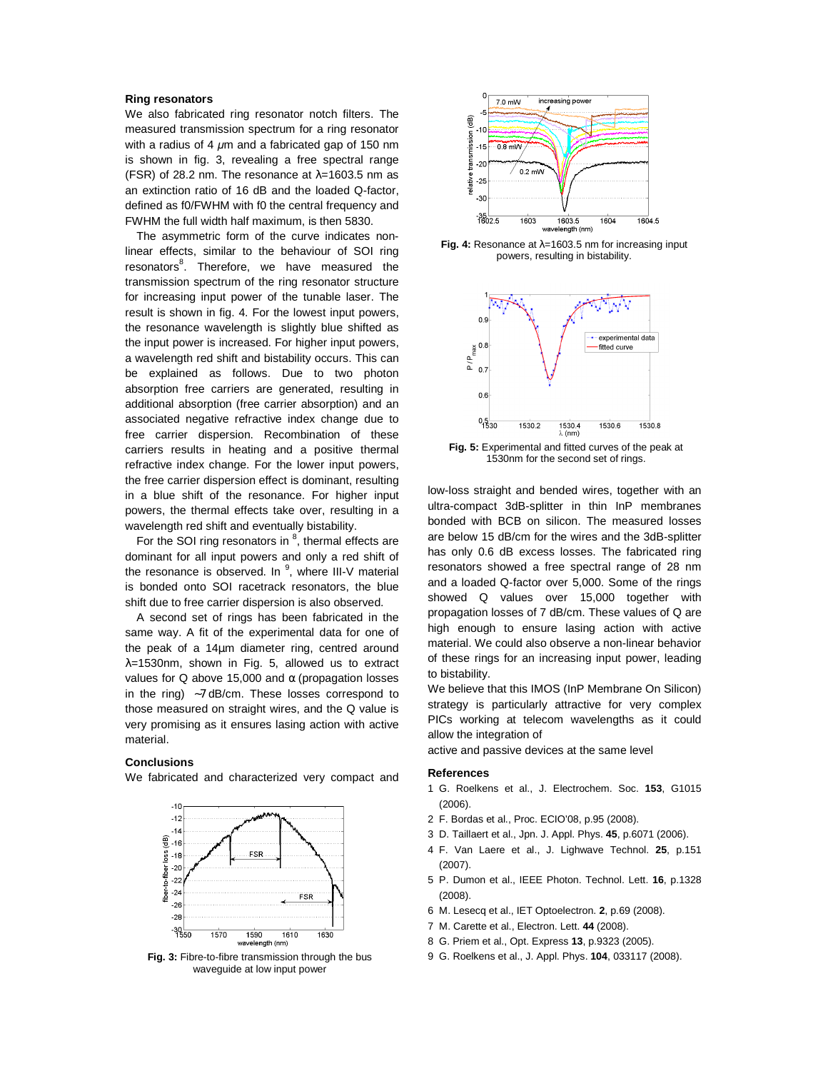### Ring resonators

We also fabricated ring resonator notch filters. The measured transmission spectrum for a ring resonator with a radius of 4 $\mu$m and a fabricated gap of 150 nm is shown in fig. 3, revealing a free spectral range (FSR) of 28.2 nm. The resonance at $\lambda$=1603.5 nm as an extinction ratio of 16 dB and the loaded Q-factor, defined as f0/FWHM with f0 the central frequency and FWHM the full width half maximum, is then 5830.

The asymmetric form of the curve indicates non-linear effects, similar to the behaviour of SOI ring resonators[8]. Therefore, we have measured the transmission spectrum of the ring resonator structure for increasing input power of the tunable laser. The result is shown in fig. 4. For the lowest input powers, the resonance wavelength is slightly blue shifted as the input power is increased. For higher input powers, a wavelength red shift and bistability occurs. This can be explained as follows. Due to two photon absorption free carriers are generated, resulting in additional absorption (free carrier absorption) and an associated negative refractive index change due to free carrier dispersion. Recombination of these carriers results in heating and a positive thermal refractive index change. For the lower input powers, the free carrier dispersion effect is dominant, resulting in a blue shift of the resonance. For higher input powers, the thermal effects take over, resulting in a wavelength red shift and eventually bistability.

For the SOI ring resonators in [8], thermal effects are dominant for all input powers and only a red shift of the resonance is observed. In [9], where III-V material is bonded onto SOI racetrack resonators, the blue shift due to free carrier dispersion is also observed.

A second set of rings has been fabricated in the same way. A fit of the experimental data for one of the peak of a 14µm diameter ring, centred around $\lambda$=1530nm, shown in Fig. 5, allowed us to extract values for Q above 15,000 and $\alpha$ (propagation losses in the ring) ~7 dB/cm. These losses correspond to those measured on straight wires, and the Q value is very promising as it ensures lasing action with active material.

### Conclusions

We fabricated and characterized very compact and low-loss straight and bended wires, together with an ultra-compact 3dB-splitter in thin InP membranes bonded with BCB on silicon. The measured losses are below 15 dB/cm for the wires and the 3dB-splitter has only 0.6 dB excess losses. The fabricated ring resonators showed a free spectral range of 28 nm and a loaded Q-factor over 5,000. Some of the rings showed Q values over 15,000 together with propagation losses of 7 dB/cm. These values of Q are high enough to ensure lasing action with active material. We could also observe a non-linear behavior of these rings for an increasing input power, leading to bistability.

We believe that this IMOS (InP Membrane On Silicon) strategy is particularly attractive for very complex PICs working at telecom wavelengths as it could allow the integration of

active and passive devices at the same level

fiber-to-fiber loss (dB)
wavelength (nm)
FSR
FSR

**Fig. 3:** Fibre-to-fibre transmission through the bus waveguide at low input power

7.0 mW
increasing power
0.8 mW
0.2 mW
relative transmission (dB)
wavelength (nm)

**Fig. 4:** Resonance at $\lambda$=1603.5 nm for increasing input powers, resulting in bistability.

experimental data
fitted curve
P / P$_{max}$
$\lambda$ (nm)

**Fig. 5:** Experimental and fitted curves of the peak at 1530nm for the second set of rings.

### References

1. G. Roelkens et al., J. Electrochem. Soc. **153**, G1015 (2006).
2. F. Bordas et al., Proc. ECIO'08, p.95 (2008).
3. D. Taillaert et al., Jpn. J. Appl. Phys. **45**, p.6071 (2006).
4. F. Van Laere et al., J. Lighwave Technol. **25**, p.151 (2007).
5. P. Dumon et al., IEEE Photon. Technol. Lett. **16**, p.1328 (2008).
6. M. Lesecq et al., IET Optoelectron. **2**, p.69 (2008).
7. M. Carette et al., Electron. Lett. **44** (2008).
8. G. Priem et al., Opt. Express **13**, p.9323 (2005).
9. G. Roelkens et al., J. Appl. Phys. **104**, 033117 (2008).